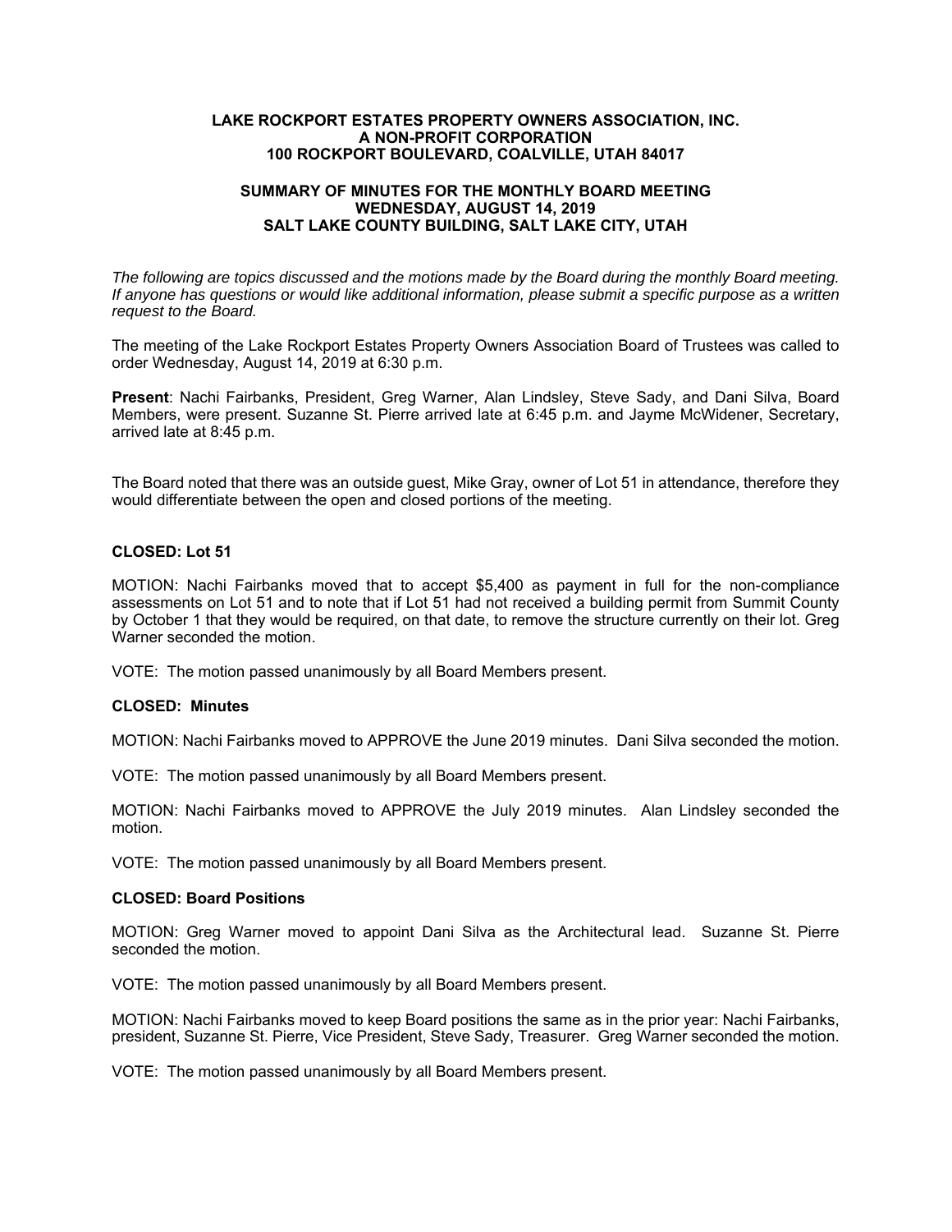**LAKE ROCKPORT ESTATES PROPERTY OWNERS ASSOCIATION, INC.**
**A NON-PROFIT CORPORATION**
**100 ROCKPORT BOULEVARD, COALVILLE, UTAH 84017**

**SUMMARY OF MINUTES FOR THE MONTHLY BOARD MEETING**
**WEDNESDAY, AUGUST 14, 2019**
**SALT LAKE COUNTY BUILDING, SALT LAKE CITY, UTAH**

*The following are topics discussed and the motions made by the Board during the monthly Board meeting. If anyone has questions or would like additional information, please submit a specific purpose as a written request to the Board.*

The meeting of the Lake Rockport Estates Property Owners Association Board of Trustees was called to order Wednesday, August 14, 2019 at 6:30 p.m.

**Present**: Nachi Fairbanks, President, Greg Warner, Alan Lindsley, Steve Sady, and Dani Silva, Board Members, were present. Suzanne St. Pierre arrived late at 6:45 p.m. and Jayme McWidener, Secretary, arrived late at 8:45 p.m.

The Board noted that there was an outside guest, Mike Gray, owner of Lot 51 in attendance, therefore they would differentiate between the open and closed portions of the meeting.

**CLOSED: Lot 51**

MOTION: Nachi Fairbanks moved that to accept $5,400 as payment in full for the non-compliance assessments on Lot 51 and to note that if Lot 51 had not received a building permit from Summit County by October 1 that they would be required, on that date, to remove the structure currently on their lot. Greg Warner seconded the motion.

VOTE: The motion passed unanimously by all Board Members present.

**CLOSED: Minutes**

MOTION: Nachi Fairbanks moved to APPROVE the June 2019 minutes. Dani Silva seconded the motion.

VOTE: The motion passed unanimously by all Board Members present.

MOTION: Nachi Fairbanks moved to APPROVE the July 2019 minutes. Alan Lindsley seconded the motion.

VOTE: The motion passed unanimously by all Board Members present.

**CLOSED: Board Positions**

MOTION: Greg Warner moved to appoint Dani Silva as the Architectural lead. Suzanne St. Pierre seconded the motion.

VOTE: The motion passed unanimously by all Board Members present.

MOTION: Nachi Fairbanks moved to keep Board positions the same as in the prior year: Nachi Fairbanks, president, Suzanne St. Pierre, Vice President, Steve Sady, Treasurer. Greg Warner seconded the motion.

VOTE: The motion passed unanimously by all Board Members present.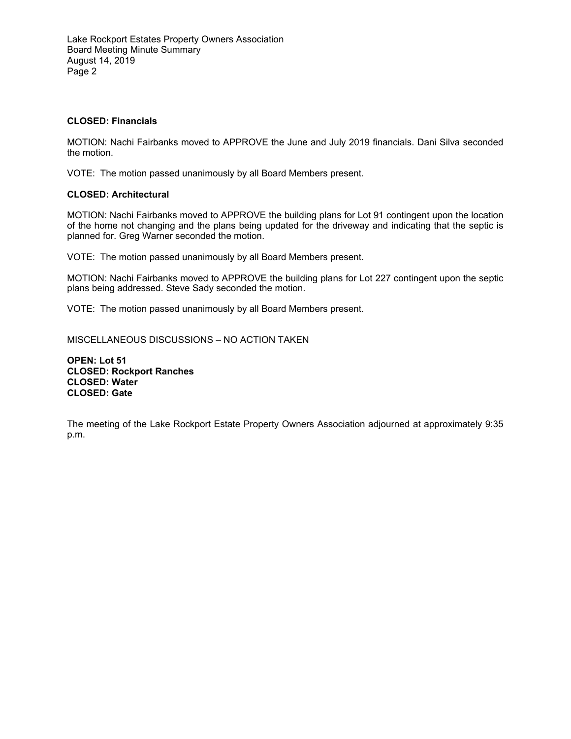**CLOSED: Financials**

MOTION: Nachi Fairbanks moved to APPROVE the June and July 2019 financials. Dani Silva seconded the motion.

VOTE: The motion passed unanimously by all Board Members present.

**CLOSED: Architectural**

MOTION: Nachi Fairbanks moved to APPROVE the building plans for Lot 91 contingent upon the location of the home not changing and the plans being updated for the driveway and indicating that the septic is planned for. Greg Warner seconded the motion.

VOTE: The motion passed unanimously by all Board Members present.

MOTION: Nachi Fairbanks moved to APPROVE the building plans for Lot 227 contingent upon the septic plans being addressed. Steve Sady seconded the motion.

VOTE: The motion passed unanimously by all Board Members present.

MISCELLANEOUS DISCUSSIONS – NO ACTION TAKEN

**OPEN: Lot 51**
**CLOSED: Rockport Ranches**
**CLOSED: Water**
**CLOSED: Gate**

The meeting of the Lake Rockport Estate Property Owners Association adjourned at approximately 9:35 p.m.